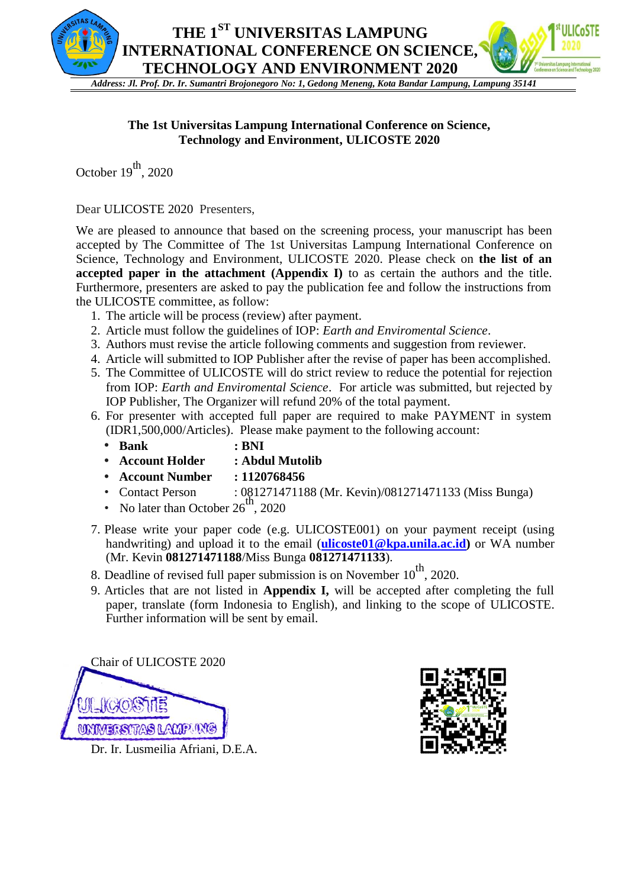# THE 1ST UNIVERSITAS LAMPUNG INTERNATIONAL CONFERENCE ON SCIENCE, TECHNOLOGY AND ENVIRONMENT 2020

*Address: Jl. Prof. Dr. Ir. Sumantri Brojonegoro No: 1, Gedong Meneng, Kota Bandar Lampung, Lampung 35141*

## The 1st Universitas Lampung International Conference on Science, Technology and Environment, ULICOSTE 2020

October 19th, 2020

Dear ULICOSTE 2020 Presenters,

We are pleased to announce that based on the screening process, your manuscript has been accepted by The Committee of The 1st Universitas Lampung International Conference on Science, Technology and Environment, ULICOSTE 2020. Please check on **the list of an accepted paper in the attachment (Appendix I)** to as certain the authors and the title. Furthermore, presenters are asked to pay the publication fee and follow the instructions from the ULICOSTE committee, as follow:

1. The article will be process (review) after payment.
2. Article must follow the guidelines of IOP: *Earth and Enviromental Science*.
3. Authors must revise the article following comments and suggestion from reviewer.
4. Article will submitted to IOP Publisher after the revise of paper has been accomplished.
5. The Committee of ULICOSTE will do strict review to reduce the potential for rejection from IOP: *Earth and Enviromental Science*. For article was submitted, but rejected by IOP Publisher, The Organizer will refund 20% of the total payment.
6. For presenter with accepted full paper are required to make PAYMENT in system (IDR1,500,000/Articles). Please make payment to the following account:
   - **Bank : BNI**
   - **Account Holder : Abdul Mutolib**
   - **Account Number : 1120768456**
   - Contact Person : 081271471188 (Mr. Kevin)/081271471133 (Miss Bunga)
   - No later than October 26th, 2020
7. Please write your paper code (e.g. ULICOSTE001) on your payment receipt (using handwriting) and upload it to the email (**ulicoste01@kpa.unila.ac.id**) or WA number (Mr. Kevin **081271471188**/Miss Bunga **081271471133**).
8. Deadline of revised full paper submission is on November 10th, 2020.
9. Articles that are not listed in **Appendix I,** will be accepted after completing the full paper, translate (form Indonesia to English), and linking to the scope of ULICOSTE. Further information will be sent by email.

Chair of ULICOSTE 2020

ULICOSTE
UNIVERSITAS LAMPUNG

Dr. Ir. Lusmeilia Afriani, D.E.A.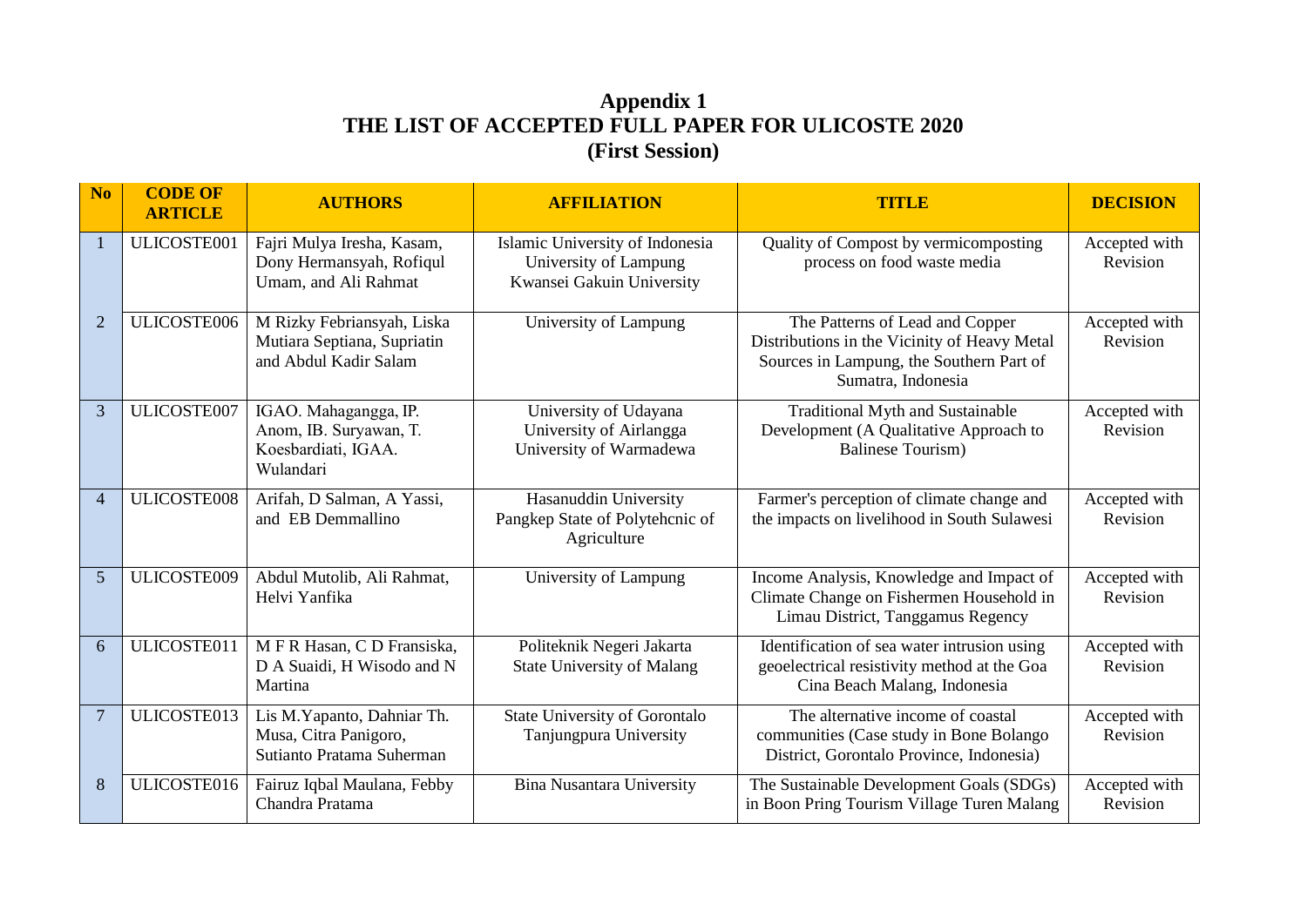# Appendix 1
# THE LIST OF ACCEPTED FULL PAPER FOR ULICOSTE 2020
## (First Session)

| No | CODE OF ARTICLE | AUTHORS | AFFILIATION | TITLE | DECISION |
|---|---|---|---|---|---|
| 1 | ULICOSTE001 | Fajri Mulya Iresha, Kasam, Dony Hermansyah, Rofiqul Umam, and Ali Rahmat | Islamic University of Indonesia<br>University of Lampung<br>Kwansei Gakuin University | Quality of Compost by vermicomposting process on food waste media | Accepted with Revision |
| 2 | ULICOSTE006 | M Rizky Febriansyah, Liska Mutiara Septiana, Supriatin and Abdul Kadir Salam | University of Lampung | The Patterns of Lead and Copper Distributions in the Vicinity of Heavy Metal Sources in Lampung, the Southern Part of Sumatra, Indonesia | Accepted with Revision |
| 3 | ULICOSTE007 | IGAO. Mahagangga, IP. Anom, IB. Suryawan, T. Koesbardiati, IGAA. Wulandari | University of Udayana<br>University of Airlangga<br>University of Warmadewa | Traditional Myth and Sustainable Development (A Qualitative Approach to Balinese Tourism) | Accepted with Revision |
| 4 | ULICOSTE008 | Arifah, D Salman, A Yassi, and EB Demmallino | Hasanuddin University<br>Pangkep State of Polytehcnic of Agriculture | Farmer's perception of climate change and the impacts on livelihood in South Sulawesi | Accepted with Revision |
| 5 | ULICOSTE009 | Abdul Mutolib, Ali Rahmat, Helvi Yanfika | University of Lampung | Income Analysis, Knowledge and Impact of Climate Change on Fishermen Household in Limau District, Tanggamus Regency | Accepted with Revision |
| 6 | ULICOSTE011 | M F R Hasan, C D Fransiska, D A Suaidi, H Wisodo and N Martina | Politeknik Negeri Jakarta<br>State University of Malang | Identification of sea water intrusion using geoelectrical resistivity method at the Goa Cina Beach Malang, Indonesia | Accepted with Revision |
| 7 | ULICOSTE013 | Lis M.Yapanto, Dahniar Th. Musa, Citra Panigoro, Sutianto Pratama Suherman | State University of Gorontalo<br>Tanjungpura University | The alternative income of coastal communities (Case study in Bone Bolango District, Gorontalo Province, Indonesia) | Accepted with Revision |
| 8 | ULICOSTE016 | Fairuz Iqbal Maulana, Febby Chandra Pratama | Bina Nusantara University | The Sustainable Development Goals (SDGs) in Boon Pring Tourism Village Turen Malang | Accepted with Revision |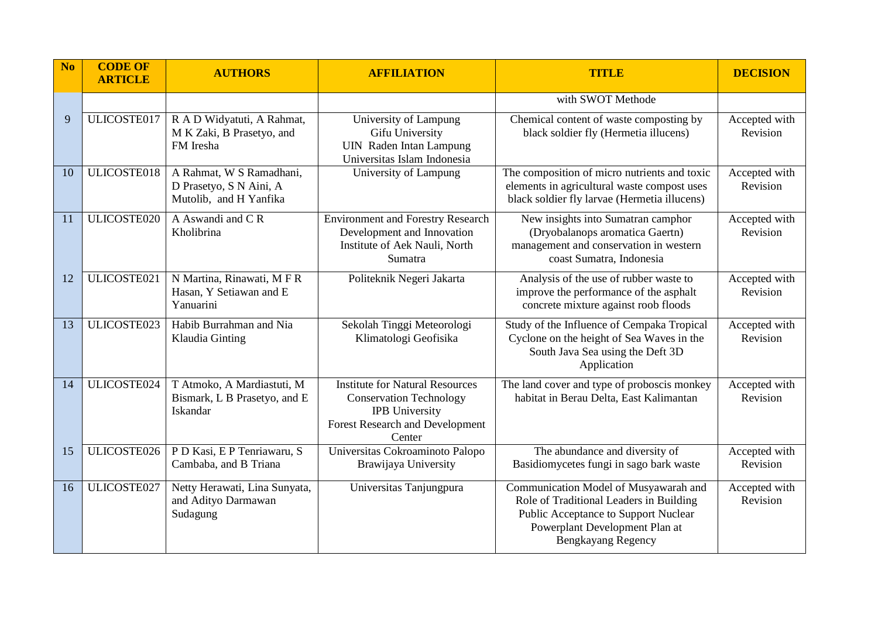| No | CODE OF ARTICLE | AUTHORS | AFFILIATION | TITLE | DECISION |
|---|---|---|---|---|---|
| | | | | with SWOT Methode | |
| 9 | ULICOSTE017 | R A D Widyatuti, A Rahmat, M K Zaki, B Prasetyo, and FM Iresha | University of Lampung Gifu University UIN Raden Intan Lampung Universitas Islam Indonesia | Chemical content of waste composting by black soldier fly (Hermetia illucens) | Accepted with Revision |
| 10 | ULICOSTE018 | A Rahmat, W S Ramadhani, D Prasetyo, S N Aini, A Mutolib, and H Yanfika | University of Lampung | The composition of micro nutrients and toxic elements in agricultural waste compost uses black soldier fly larvae (Hermetia illucens) | Accepted with Revision |
| 11 | ULICOSTE020 | A Aswandi and C R Kholibrina | Environment and Forestry Research Development and Innovation Institute of Aek Nauli, North Sumatra | New insights into Sumatran camphor (Dryobalanops aromatica Gaertn) management and conservation in western coast Sumatra, Indonesia | Accepted with Revision |
| 12 | ULICOSTE021 | N Martina, Rinawati, M F R Hasan, Y Setiawan and E Yanuarini | Politeknik Negeri Jakarta | Analysis of the use of rubber waste to improve the performance of the asphalt concrete mixture against roob floods | Accepted with Revision |
| 13 | ULICOSTE023 | Habib Burrahman and Nia Klaudia Ginting | Sekolah Tinggi Meteorologi Klimatologi Geofisika | Study of the Influence of Cempaka Tropical Cyclone on the height of Sea Waves in the South Java Sea using the Deft 3D Application | Accepted with Revision |
| 14 | ULICOSTE024 | T Atmoko, A Mardiastuti, M Bismark, L B Prasetyo, and E Iskandar | Institute for Natural Resources Conservation Technology IPB University Forest Research and Development Center | The land cover and type of proboscis monkey habitat in Berau Delta, East Kalimantan | Accepted with Revision |
| 15 | ULICOSTE026 | P D Kasi, E P Tenriawaru, S Cambaba, and B Triana | Universitas Cokroaminoto Palopo Brawijaya University | The abundance and diversity of Basidiomycetes fungi in sago bark waste | Accepted with Revision |
| 16 | ULICOSTE027 | Netty Herawati, Lina Sunyata, and Adityo Darmawan Sudagung | Universitas Tanjungpura | Communication Model of Musyawarah and Role of Traditional Leaders in Building Public Acceptance to Support Nuclear Powerplant Development Plan at Bengkayang Regency | Accepted with Revision |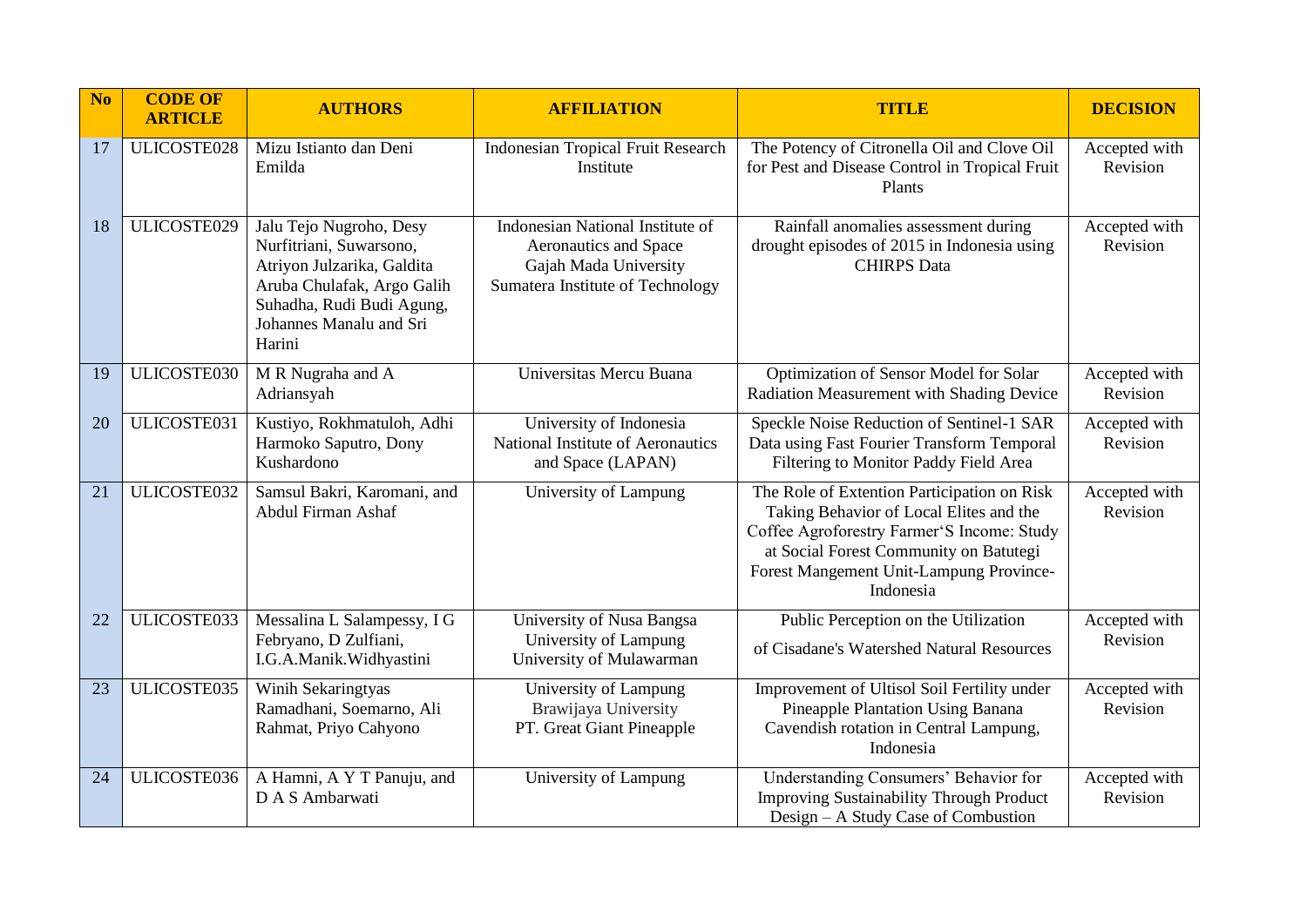| No | CODE OF ARTICLE | AUTHORS | AFFILIATION | TITLE | DECISION |
|---|---|---|---|---|---|
| 17 | ULICOSTE028 | Mizu Istianto dan Deni Emilda | Indonesian Tropical Fruit Research Institute | The Potency of Citronella Oil and Clove Oil for Pest and Disease Control in Tropical Fruit Plants | Accepted with Revision |
| 18 | ULICOSTE029 | Jalu Tejo Nugroho, Desy Nurfitriani, Suwarsono, Atriyon Julzarika, Galdita Aruba Chulafak, Argo Galih Suhadha, Rudi Budi Agung, Johannes Manalu and Sri Harini | Indonesian National Institute of Aeronautics and Space Gajah Mada University Sumatera Institute of Technology | Rainfall anomalies assessment during drought episodes of 2015 in Indonesia using CHIRPS Data | Accepted with Revision |
| 19 | ULICOSTE030 | M R Nugraha and A Adriansyah | Universitas Mercu Buana | Optimization of Sensor Model for Solar Radiation Measurement with Shading Device | Accepted with Revision |
| 20 | ULICOSTE031 | Kustiyo, Rokhmatuloh, Adhi Harmoko Saputro, Dony Kushardono | University of Indonesia National Institute of Aeronautics and Space (LAPAN) | Speckle Noise Reduction of Sentinel-1 SAR Data using Fast Fourier Transform Temporal Filtering to Monitor Paddy Field Area | Accepted with Revision |
| 21 | ULICOSTE032 | Samsul Bakri, Karomani, and Abdul Firman Ashaf | University of Lampung | The Role of Extention Participation on Risk Taking Behavior of Local Elites and the Coffee Agroforestry Farmer'S Income: Study at Social Forest Community on Batutegi Forest Mangement Unit-Lampung Province-Indonesia | Accepted with Revision |
| 22 | ULICOSTE033 | Messalina L Salampessy, I G Febryano, D Zulfiani, I.G.A.Manik.Widhyastini | University of Nusa Bangsa University of Lampung University of Mulawarman | Public Perception on the Utilization of Cisadane's Watershed Natural Resources | Accepted with Revision |
| 23 | ULICOSTE035 | Winih Sekaringtyas Ramadhani, Soemarno, Ali Rahmat, Priyo Cahyono | University of Lampung Brawijaya University PT. Great Giant Pineapple | Improvement of Ultisol Soil Fertility under Pineapple Plantation Using Banana Cavendish rotation in Central Lampung, Indonesia | Accepted with Revision |
| 24 | ULICOSTE036 | A Hamni, A Y T Panuju, and D A S Ambarwati | University of Lampung | Understanding Consumers' Behavior for Improving Sustainability Through Product Design – A Study Case of Combustion | Accepted with Revision |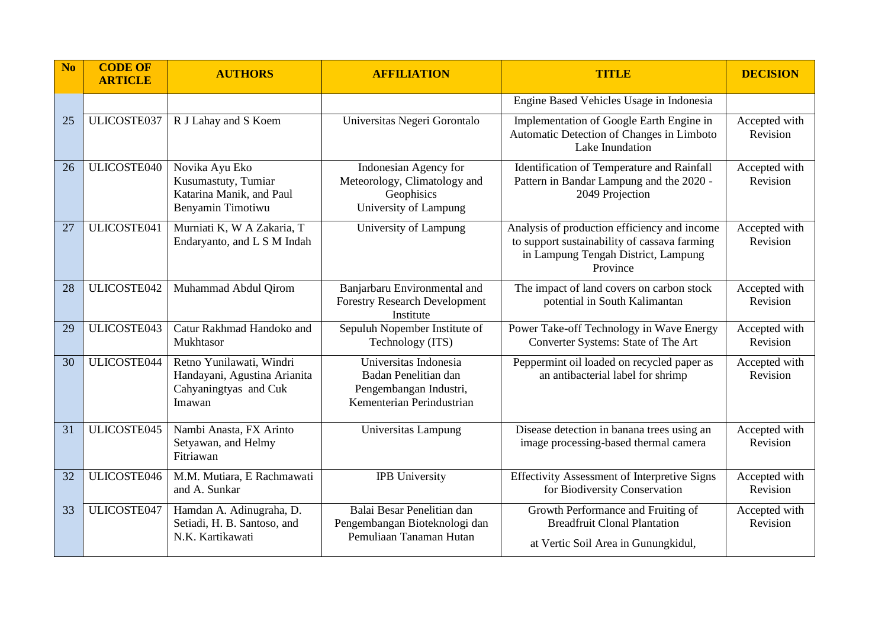| No | CODE OF ARTICLE | AUTHORS | AFFILIATION | TITLE | DECISION |
|---|---|---|---|---|---|
| | | | | Engine Based Vehicles Usage in Indonesia | |
| 25 | ULICOSTE037 | R J Lahay and S Koem | Universitas Negeri Gorontalo | Implementation of Google Earth Engine in Automatic Detection of Changes in Limboto Lake Inundation | Accepted with Revision |
| 26 | ULICOSTE040 | Novika Ayu Eko Kusumastuty, Tumiar Katarina Manik, and Paul Benyamin Timotiwu | Indonesian Agency for Meteorology, Climatology and Geophisics University of Lampung | Identification of Temperature and Rainfall Pattern in Bandar Lampung and the 2020 - 2049 Projection | Accepted with Revision |
| 27 | ULICOSTE041 | Murniati K, W A Zakaria, T Endaryanto, and L S M Indah | University of Lampung | Analysis of production efficiency and income to support sustainability of cassava farming in Lampung Tengah District, Lampung Province | Accepted with Revision |
| 28 | ULICOSTE042 | Muhammad Abdul Qirom | Banjarbaru Environmental and Forestry Research Development Institute | The impact of land covers on carbon stock potential in South Kalimantan | Accepted with Revision |
| 29 | ULICOSTE043 | Catur Rakhmad Handoko and Mukhtasor | Sepuluh Nopember Institute of Technology (ITS) | Power Take-off Technology in Wave Energy Converter Systems: State of The Art | Accepted with Revision |
| 30 | ULICOSTE044 | Retno Yunilawati, Windri Handayani, Agustina Arianita Cahyaningtyas and Cuk Imawan | Universitas Indonesia Badan Penelitian dan Pengembangan Industri, Kementerian Perindustrian | Peppermint oil loaded on recycled paper as an antibacterial label for shrimp | Accepted with Revision |
| 31 | ULICOSTE045 | Nambi Anasta, FX Arinto Setyawan, and Helmy Fitriawan | Universitas Lampung | Disease detection in banana trees using an image processing-based thermal camera | Accepted with Revision |
| 32 | ULICOSTE046 | M.M. Mutiara, E Rachmawati and A. Sunkar | IPB University | Effectivity Assessment of Interpretive Signs for Biodiversity Conservation | Accepted with Revision |
| 33 | ULICOSTE047 | Hamdan A. Adinugraha, D. Setiadi, H. B. Santoso, and N.K. Kartikawati | Balai Besar Penelitian dan Pengembangan Bioteknologi dan Pemuliaan Tanaman Hutan | Growth Performance and Fruiting of Breadfruit Clonal Plantation at Vertic Soil Area in Gunungkidul, | Accepted with Revision |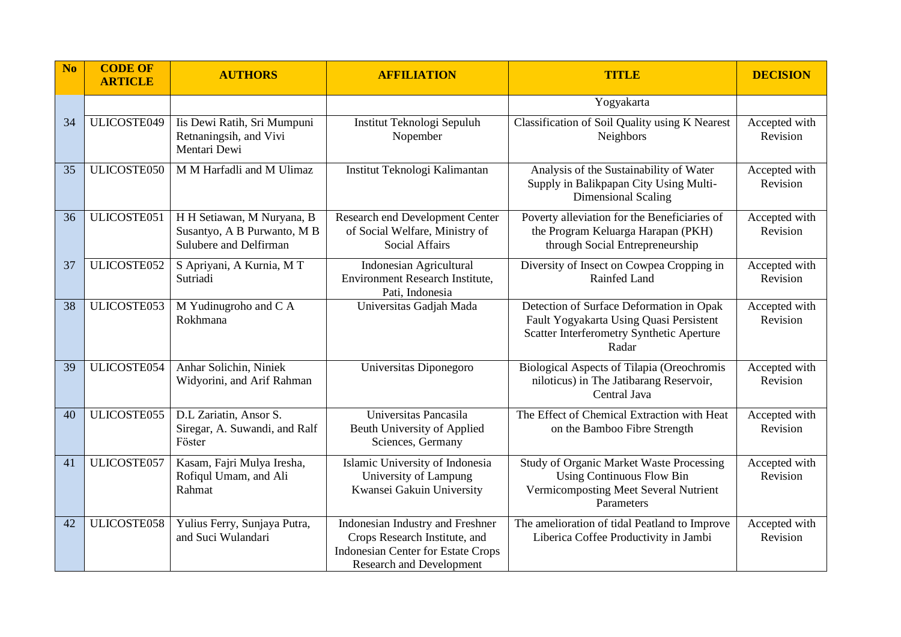| No | CODE OF ARTICLE | AUTHORS | AFFILIATION | TITLE | DECISION |
|---|---|---|---|---|---|
| | | | | Yogyakarta | |
| 34 | ULICOSTE049 | Iis Dewi Ratih, Sri Mumpuni Retnaningsih, and Vivi Mentari Dewi | Institut Teknologi Sepuluh Nopember | Classification of Soil Quality using K Nearest Neighbors | Accepted with Revision |
| 35 | ULICOSTE050 | M M Harfadli and M Ulimaz | Institut Teknologi Kalimantan | Analysis of the Sustainability of Water Supply in Balikpapan City Using Multi-Dimensional Scaling | Accepted with Revision |
| 36 | ULICOSTE051 | H H Setiawan, M Nuryana, B Susantyo, A B Purwanto, M B Sulubere and Delfirman | Research end Development Center of Social Welfare, Ministry of Social Affairs | Poverty alleviation for the Beneficiaries of the Program Keluarga Harapan (PKH) through Social Entrepreneurship | Accepted with Revision |
| 37 | ULICOSTE052 | S Apriyani, A Kurnia, M T Sutriadi | Indonesian Agricultural Environment Research Institute, Pati, Indonesia | Diversity of Insect on Cowpea Cropping in Rainfed Land | Accepted with Revision |
| 38 | ULICOSTE053 | M Yudinugroho and C A Rokhmana | Universitas Gadjah Mada | Detection of Surface Deformation in Opak Fault Yogyakarta Using Quasi Persistent Scatter Interferometry Synthetic Aperture Radar | Accepted with Revision |
| 39 | ULICOSTE054 | Anhar Solichin, Niniek Widyorini, and Arif Rahman | Universitas Diponegoro | Biological Aspects of Tilapia (Oreochromis niloticus) in The Jatibarang Reservoir, Central Java | Accepted with Revision |
| 40 | ULICOSTE055 | D.L Zariatin, Ansor S. Siregar, A. Suwandi, and Ralf Föster | Universitas Pancasila<br>Beuth University of Applied Sciences, Germany | The Effect of Chemical Extraction with Heat on the Bamboo Fibre Strength | Accepted with Revision |
| 41 | ULICOSTE057 | Kasam, Fajri Mulya Iresha, Rofiqul Umam, and Ali Rahmat | Islamic University of Indonesia<br>University of Lampung<br>Kwansei Gakuin University | Study of Organic Market Waste Processing Using Continuous Flow Bin Vermicomposting Meet Several Nutrient Parameters | Accepted with Revision |
| 42 | ULICOSTE058 | Yulius Ferry, Sunjaya Putra, and Suci Wulandari | Indonesian Industry and Freshner Crops Research Institute, and Indonesian Center for Estate Crops Research and Development | The amelioration of tidal Peatland to Improve Liberica Coffee Productivity in Jambi | Accepted with Revision |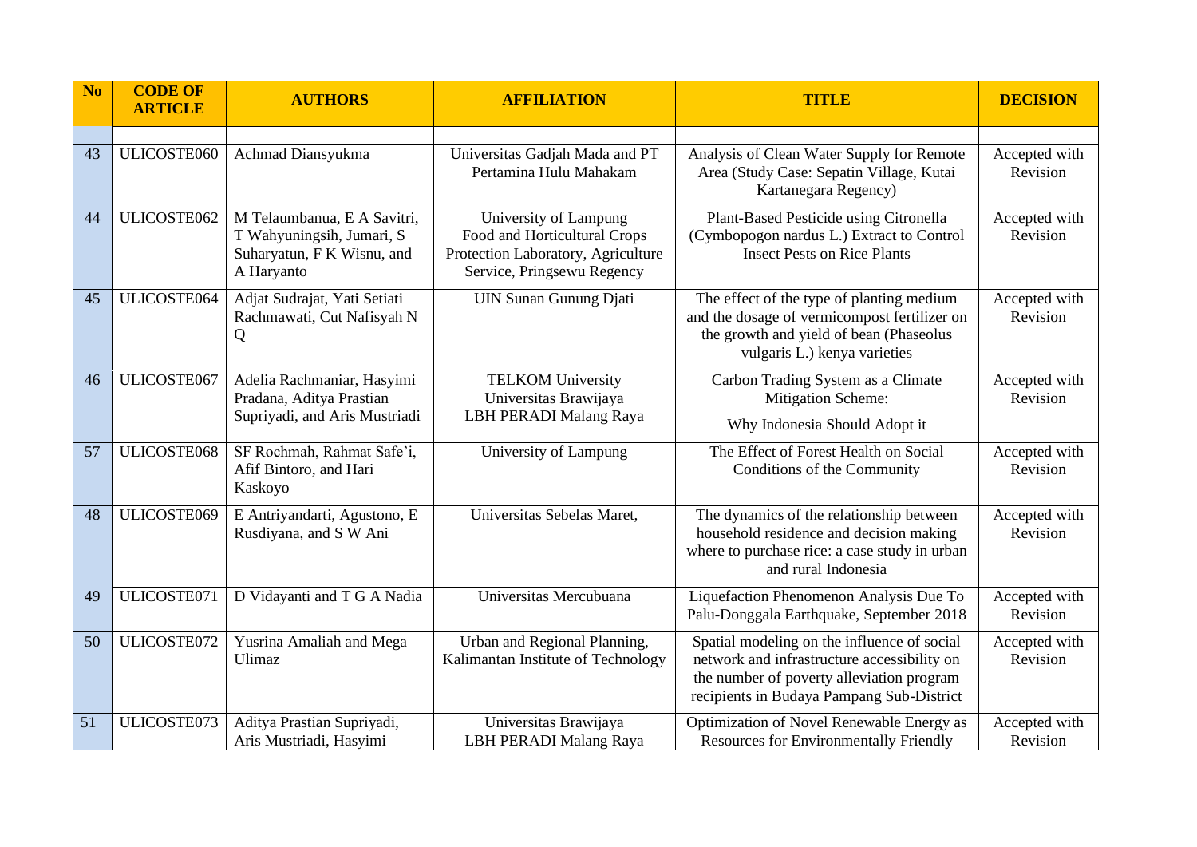| No | CODE OF ARTICLE | AUTHORS | AFFILIATION | TITLE | DECISION |
|---|---|---|---|---|---|
| | | | | | |
| 43 | ULICOSTE060 | Achmad Diansyukma | Universitas Gadjah Mada and PT Pertamina Hulu Mahakam | Analysis of Clean Water Supply for Remote Area (Study Case: Sepatin Village, Kutai Kartanegara Regency) | Accepted with Revision |
| 44 | ULICOSTE062 | M Telaumbanua, E A Savitri, T Wahyuningsih, Jumari, S Suharyatun, F K Wisnu, and A Haryanto | University of Lampung Food and Horticultural Crops Protection Laboratory, Agriculture Service, Pringsewu Regency | Plant-Based Pesticide using Citronella (Cymbopogon nardus L.) Extract to Control Insect Pests on Rice Plants | Accepted with Revision |
| 45 | ULICOSTE064 | Adjat Sudrajat, Yati Setiati Rachmawati, Cut Nafisyah N Q | UIN Sunan Gunung Djati | The effect of the type of planting medium and the dosage of vermicompost fertilizer on the growth and yield of bean (Phaseolus vulgaris L.) kenya varieties | Accepted with Revision |
| 46 | ULICOSTE067 | Adelia Rachmaniar, Hasyimi Pradana, Aditya Prastian Supriyadi, and Aris Mustriadi | TELKOM University Universitas Brawijaya LBH PERADI Malang Raya | Carbon Trading System as a Climate Mitigation Scheme: Why Indonesia Should Adopt it | Accepted with Revision |
| 57 | ULICOSTE068 | SF Rochmah, Rahmat Safe'i, Afif Bintoro, and Hari Kaskoyo | University of Lampung | The Effect of Forest Health on Social Conditions of the Community | Accepted with Revision |
| 48 | ULICOSTE069 | E Antriyandarti, Agustono, E Rusdiyana, and S W Ani | Universitas Sebelas Maret, | The dynamics of the relationship between household residence and decision making where to purchase rice: a case study in urban and rural Indonesia | Accepted with Revision |
| 49 | ULICOSTE071 | D Vidayanti and T G A Nadia | Universitas Mercubuana | Liquefaction Phenomenon Analysis Due To Palu-Donggala Earthquake, September 2018 | Accepted with Revision |
| 50 | ULICOSTE072 | Yusrina Amaliah and Mega Ulimaz | Urban and Regional Planning, Kalimantan Institute of Technology | Spatial modeling on the influence of social network and infrastructure accessibility on the number of poverty alleviation program recipients in Budaya Pampang Sub-District | Accepted with Revision |
| 51 | ULICOSTE073 | Aditya Prastian Supriyadi, Aris Mustriadi, Hasyimi | Universitas Brawijaya LBH PERADI Malang Raya | Optimization of Novel Renewable Energy as Resources for Environmentally Friendly | Accepted with Revision |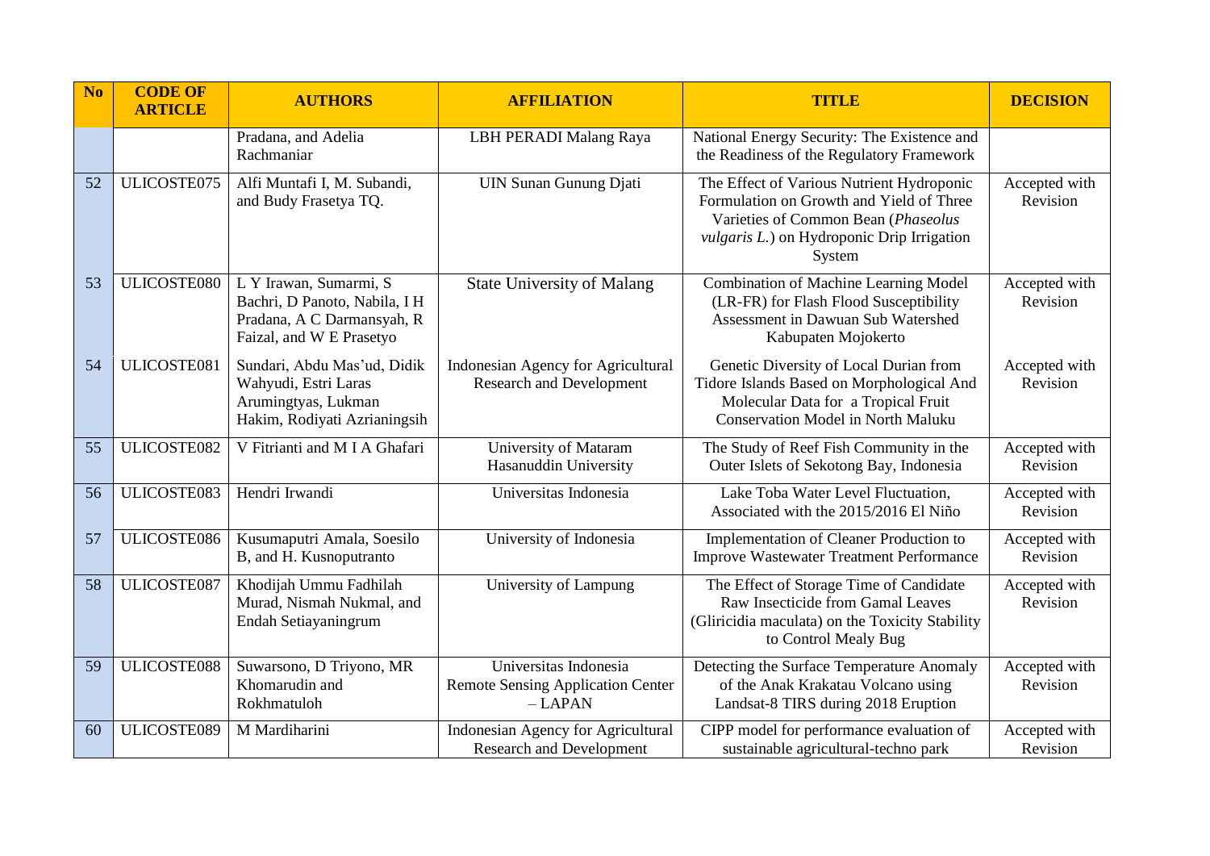| No | CODE OF ARTICLE | AUTHORS | AFFILIATION | TITLE | DECISION |
|---|---|---|---|---|---|
| | | Pradana, and Adelia Rachmaniar | LBH PERADI Malang Raya | National Energy Security: The Existence and the Readiness of the Regulatory Framework | |
| 52 | ULICOSTE075 | Alfi Muntafi I, M. Subandi, and Budy Frasetya TQ. | UIN Sunan Gunung Djati | The Effect of Various Nutrient Hydroponic Formulation on Growth and Yield of Three Varieties of Common Bean (*Phaseolus vulgaris L.*) on Hydroponic Drip Irrigation System | Accepted with Revision |
| 53 | ULICOSTE080 | L Y Irawan, Sumarmi, S Bachri, D Panoto, Nabila, I H Pradana, A C Darmansyah, R Faizal, and W E Prasetyo | State University of Malang | Combination of Machine Learning Model (LR-FR) for Flash Flood Susceptibility Assessment in Dawuan Sub Watershed Kabupaten Mojokerto | Accepted with Revision |
| 54 | ULICOSTE081 | Sundari, Abdu Mas'ud, Didik Wahyudi, Estri Laras Arumingtyas, Lukman Hakim, Rodiyati Azrianingsih | Indonesian Agency for Agricultural Research and Development | Genetic Diversity of Local Durian from Tidore Islands Based on Morphological And Molecular Data for a Tropical Fruit Conservation Model in North Maluku | Accepted with Revision |
| 55 | ULICOSTE082 | V Fitrianti and M I A Ghafari | University of Mataram<br>Hasanuddin University | The Study of Reef Fish Community in the Outer Islets of Sekotong Bay, Indonesia | Accepted with Revision |
| 56 | ULICOSTE083 | Hendri Irwandi | Universitas Indonesia | Lake Toba Water Level Fluctuation, Associated with the 2015/2016 El Niño | Accepted with Revision |
| 57 | ULICOSTE086 | Kusumaputri Amala, Soesilo B, and H. Kusnoputranto | University of Indonesia | Implementation of Cleaner Production to Improve Wastewater Treatment Performance | Accepted with Revision |
| 58 | ULICOSTE087 | Khodijah Ummu Fadhilah Murad, Nismah Nukmal, and Endah Setiayaningrum | University of Lampung | The Effect of Storage Time of Candidate Raw Insecticide from Gamal Leaves (Gliricidia maculata) on the Toxicity Stability to Control Mealy Bug | Accepted with Revision |
| 59 | ULICOSTE088 | Suwarsono, D Triyono, MR Khomarudin and Rokhmatuloh | Universitas Indonesia<br>Remote Sensing Application Center – LAPAN | Detecting the Surface Temperature Anomaly of the Anak Krakatau Volcano using Landsat-8 TIRS during 2018 Eruption | Accepted with Revision |
| 60 | ULICOSTE089 | M Mardiharini | Indonesian Agency for Agricultural Research and Development | CIPP model for performance evaluation of sustainable agricultural-techno park | Accepted with Revision |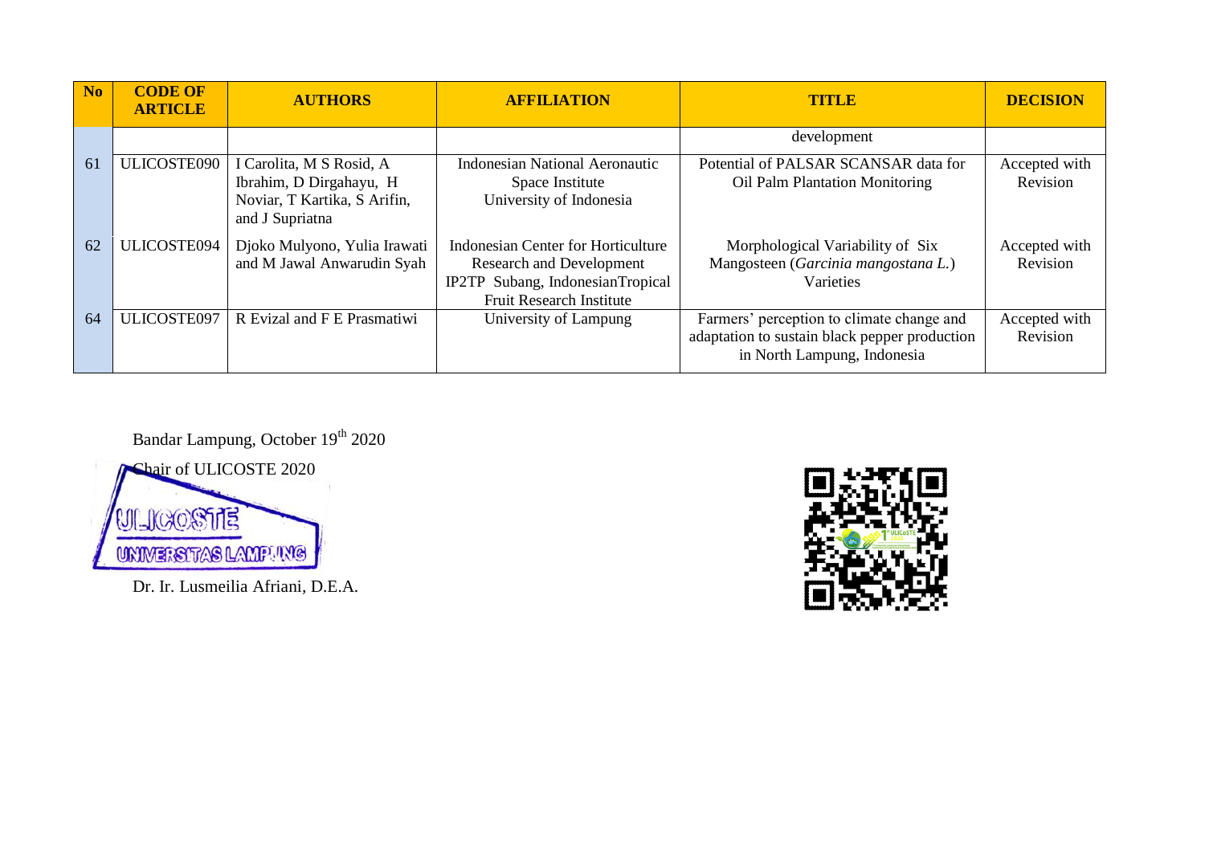| No | CODE OF ARTICLE | AUTHORS | AFFILIATION | TITLE | DECISION |
|---|---|---|---|---|---|
| | | | | development | |
| 61 | ULICOSTE090 | I Carolita, M S Rosid, A Ibrahim, D Dirgahayu, H Noviar, T Kartika, S Arifin, and J Supriatna | Indonesian National Aeronautic Space Institute University of Indonesia | Potential of PALSAR SCANSAR data for Oil Palm Plantation Monitoring | Accepted with Revision |
| 62 | ULICOSTE094 | Djoko Mulyono, Yulia Irawati and M Jawal Anwarudin Syah | Indonesian Center for Horticulture Research and Development IP2TP Subang, IndonesianTropical Fruit Research Institute | Morphological Variability of Six Mangosteen (*Garcinia mangostana L.*) Varieties | Accepted with Revision |
| 64 | ULICOSTE097 | R Evizal and F E Prasmatiwi | University of Lampung | Farmers' perception to climate change and adaptation to sustain black pepper production in North Lampung, Indonesia | Accepted with Revision |

Bandar Lampung, October 19th 2020

Chair of ULICOSTE 2020

ULICOSTE
UNIVERSITAS LAMPUNG

Dr. Ir. Lusmeilia Afriani, D.E.A.